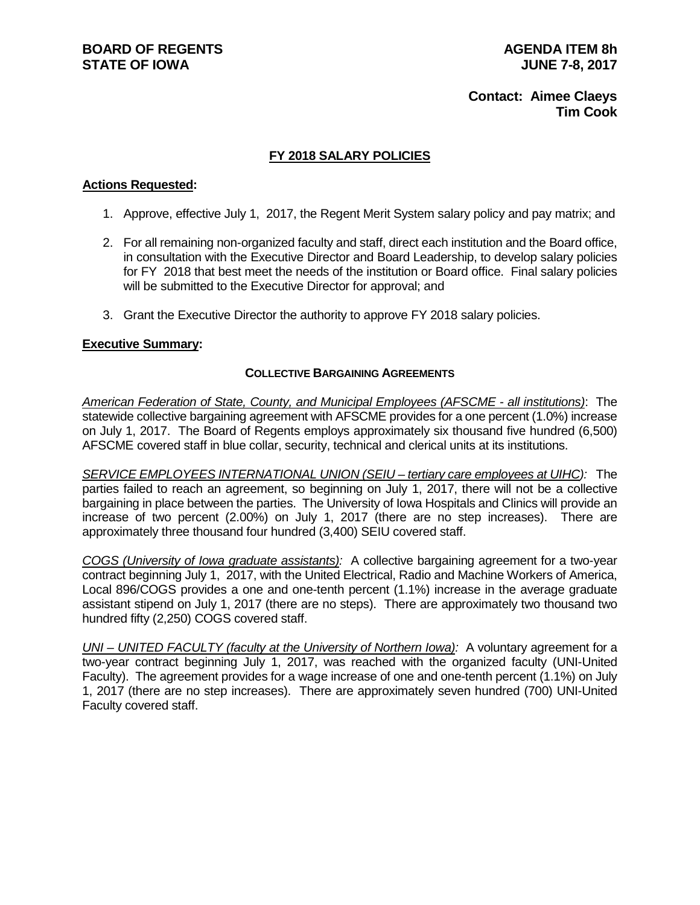**BOARD OF REGENTS**
**STATE OF IOWA**

**AGENDA ITEM 8h**
**JUNE 7-8, 2017**

**Contact: Aimee Claeys**
**Tim Cook**

## FY 2018 SALARY POLICIES

**Actions Requested:**

1. Approve, effective July 1, 2017, the Regent Merit System salary policy and pay matrix; and

2. For all remaining non-organized faculty and staff, direct each institution and the Board office, in consultation with the Executive Director and Board Leadership, to develop salary policies for FY 2018 that best meet the needs of the institution or Board office. Final salary policies will be submitted to the Executive Director for approval; and

3. Grant the Executive Director the authority to approve FY 2018 salary policies.

**Executive Summary:**

### COLLECTIVE BARGAINING AGREEMENTS

*American Federation of State, County, and Municipal Employees (AFSCME - all institutions)*: The statewide collective bargaining agreement with AFSCME provides for a one percent (1.0%) increase on July 1, 2017. The Board of Regents employs approximately six thousand five hundred (6,500) AFSCME covered staff in blue collar, security, technical and clerical units at its institutions.

*SERVICE EMPLOYEES INTERNATIONAL UNION (SEIU – tertiary care employees at UIHC):* The parties failed to reach an agreement, so beginning on July 1, 2017, there will not be a collective bargaining in place between the parties. The University of Iowa Hospitals and Clinics will provide an increase of two percent (2.00%) on July 1, 2017 (there are no step increases). There are approximately three thousand four hundred (3,400) SEIU covered staff.

*COGS (University of Iowa graduate assistants):* A collective bargaining agreement for a two-year contract beginning July 1, 2017, with the United Electrical, Radio and Machine Workers of America, Local 896/COGS provides a one and one-tenth percent (1.1%) increase in the average graduate assistant stipend on July 1, 2017 (there are no steps). There are approximately two thousand two hundred fifty (2,250) COGS covered staff.

*UNI – UNITED FACULTY (faculty at the University of Northern Iowa):* A voluntary agreement for a two-year contract beginning July 1, 2017, was reached with the organized faculty (UNI-United Faculty). The agreement provides for a wage increase of one and one-tenth percent (1.1%) on July 1, 2017 (there are no step increases). There are approximately seven hundred (700) UNI-United Faculty covered staff.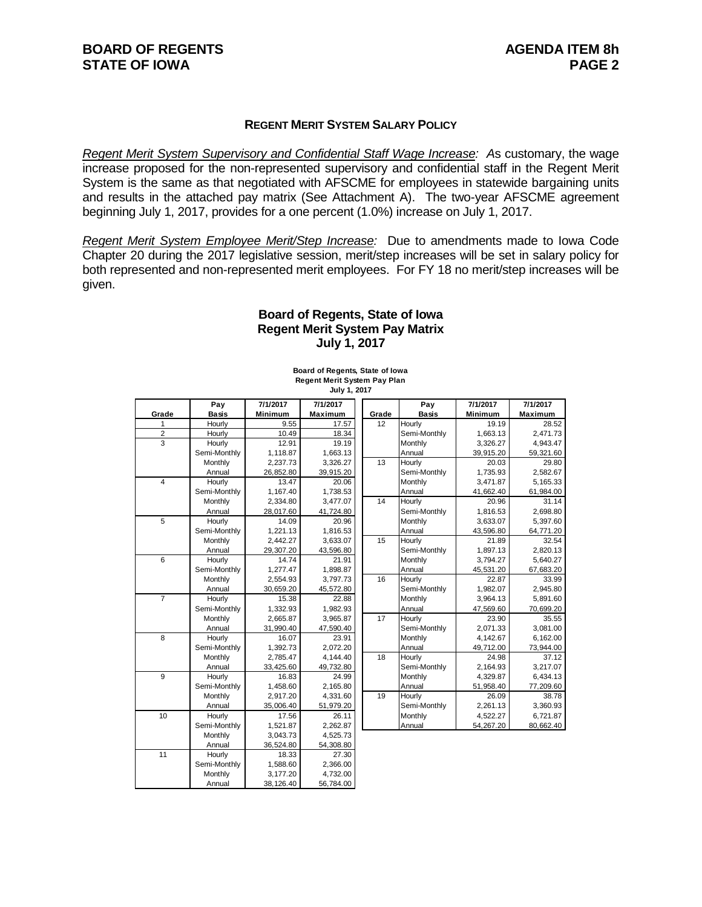## REGENT MERIT SYSTEM SALARY POLICY

*Regent Merit System Supervisory and Confidential Staff Wage Increase:* As customary, the wage increase proposed for the non-represented supervisory and confidential staff in the Regent Merit System is the same as that negotiated with AFSCME for employees in statewide bargaining units and results in the attached pay matrix (See Attachment A). The two-year AFSCME agreement beginning July 1, 2017, provides for a one percent (1.0%) increase on July 1, 2017.

*Regent Merit System Employee Merit/Step Increase:* Due to amendments made to Iowa Code Chapter 20 during the 2017 legislative session, merit/step increases will be set in salary policy for both represented and non-represented merit employees. For FY 18 no merit/step increases will be given.

### Board of Regents, State of Iowa
### Regent Merit System Pay Matrix
### July 1, 2017

**Board of Regents, State of Iowa**
**Regent Merit System Pay Plan**
**July 1, 2017**

| Grade | Pay Basis | 7/1/2017 Minimum | 7/1/2017 Maximum |
|---|---|---|---|
| 1 | Hourly | 9.55 | 17.57 |
| 2 | Hourly | 10.49 | 18.34 |
| 3 | Hourly | 12.91 | 19.19 |
| | Semi-Monthly | 1,118.87 | 1,663.13 |
| | Monthly | 2,237.73 | 3,326.27 |
| | Annual | 26,852.80 | 39,915.20 |
| 4 | Hourly | 13.47 | 20.06 |
| | Semi-Monthly | 1,167.40 | 1,738.53 |
| | Monthly | 2,334.80 | 3,477.07 |
| | Annual | 28,017.60 | 41,724.80 |
| 5 | Hourly | 14.09 | 20.96 |
| | Semi-Monthly | 1,221.13 | 1,816.53 |
| | Monthly | 2,442.27 | 3,633.07 |
| | Annual | 29,307.20 | 43,596.80 |
| 6 | Hourly | 14.74 | 21.91 |
| | Semi-Monthly | 1,277.47 | 1,898.87 |
| | Monthly | 2,554.93 | 3,797.73 |
| | Annual | 30,659.20 | 45,572.80 |
| 7 | Hourly | 15.38 | 22.88 |
| | Semi-Monthly | 1,332.93 | 1,982.93 |
| | Monthly | 2,665.87 | 3,965.87 |
| | Annual | 31,990.40 | 47,590.40 |
| 8 | Hourly | 16.07 | 23.91 |
| | Semi-Monthly | 1,392.73 | 2,072.20 |
| | Monthly | 2,785.47 | 4,144.40 |
| | Annual | 33,425.60 | 49,732.80 |
| 9 | Hourly | 16.83 | 24.99 |
| | Semi-Monthly | 1,458.60 | 2,165.80 |
| | Monthly | 2,917.20 | 4,331.60 |
| | Annual | 35,006.40 | 51,979.20 |
| 10 | Hourly | 17.56 | 26.11 |
| | Semi-Monthly | 1,521.87 | 2,262.87 |
| | Monthly | 3,043.73 | 4,525.73 |
| | Annual | 36,524.80 | 54,308.80 |
| 11 | Hourly | 18.33 | 27.30 |
| | Semi-Monthly | 1,588.60 | 2,366.00 |
| | Monthly | 3,177.20 | 4,732.00 |
| | Annual | 38,126.40 | 56,784.00 |
| 12 | Hourly | 19.19 | 28.52 |
| | Semi-Monthly | 1,663.13 | 2,471.73 |
| | Monthly | 3,326.27 | 4,943.47 |
| | Annual | 39,915.20 | 59,321.60 |
| 13 | Hourly | 20.03 | 29.80 |
| | Semi-Monthly | 1,735.93 | 2,582.67 |
| | Monthly | 3,471.87 | 5,165.33 |
| | Annual | 41,662.40 | 61,984.00 |
| 14 | Hourly | 20.96 | 31.14 |
| | Semi-Monthly | 1,816.53 | 2,698.80 |
| | Monthly | 3,633.07 | 5,397.60 |
| | Annual | 43,596.80 | 64,771.20 |
| 15 | Hourly | 21.89 | 32.54 |
| | Semi-Monthly | 1,897.13 | 2,820.13 |
| | Monthly | 3,794.27 | 5,640.27 |
| | Annual | 45,531.20 | 67,683.20 |
| 16 | Hourly | 22.87 | 33.99 |
| | Semi-Monthly | 1,982.07 | 2,945.80 |
| | Monthly | 3,964.13 | 5,891.60 |
| | Annual | 47,569.60 | 70,699.20 |
| 17 | Hourly | 23.90 | 35.55 |
| | Semi-Monthly | 2,071.33 | 3,081.00 |
| | Monthly | 4,142.67 | 6,162.00 |
| | Annual | 49,712.00 | 73,944.00 |
| 18 | Hourly | 24.98 | 37.12 |
| | Semi-Monthly | 2,164.93 | 3,217.07 |
| | Monthly | 4,329.87 | 6,434.13 |
| | Annual | 51,958.40 | 77,209.60 |
| 19 | Hourly | 26.09 | 38.78 |
| | Semi-Monthly | 2,261.13 | 3,360.93 |
| | Monthly | 4,522.27 | 6,721.87 |
| | Annual | 54,267.20 | 80,662.40 |